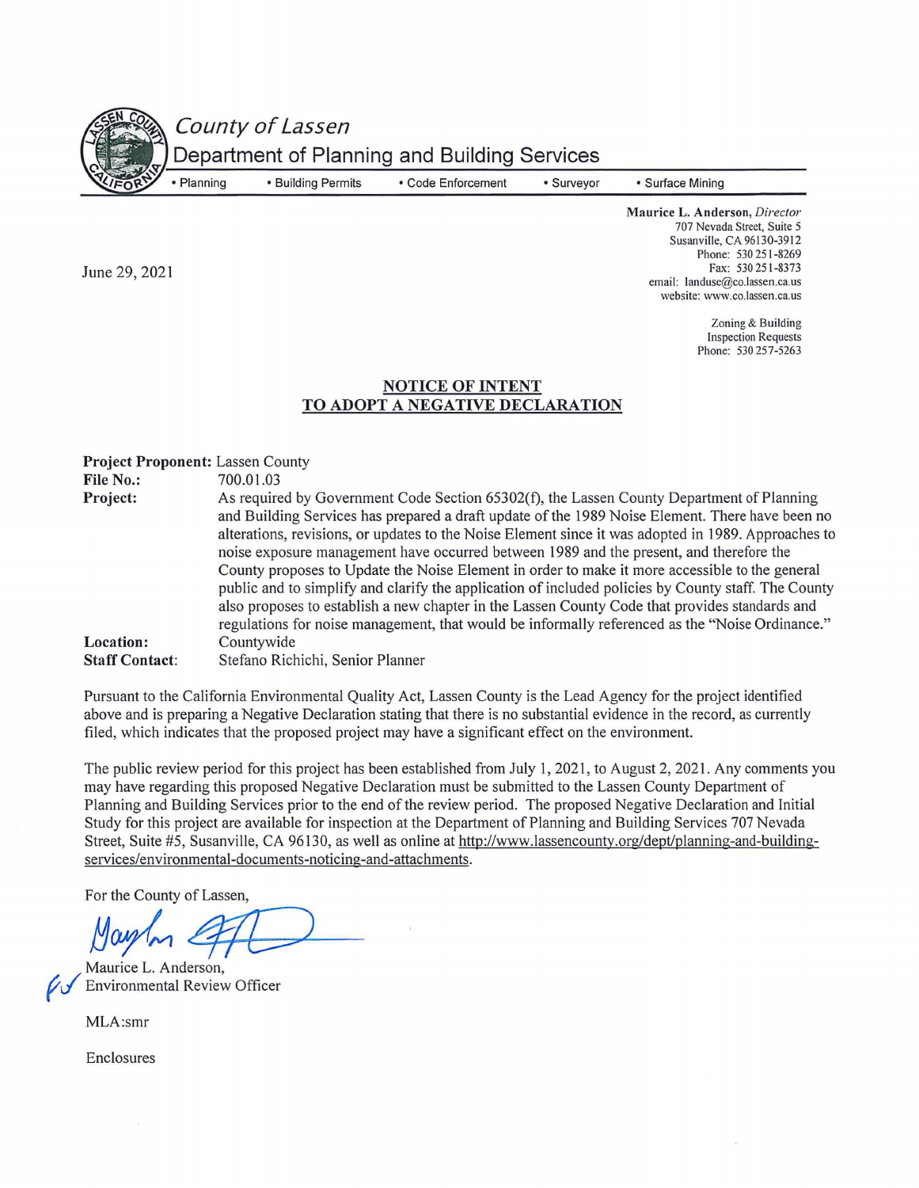# County of Lassen

## Department of Planning and Building Services

• Planning • Building Permits • Code Enforcement • Surveyor • Surface Mining

**Maurice L. Anderson,** *Director*
707 Nevada Street, Suite 5
Susanville, CA 96130-3912
Phone: 530 251-8269
Fax: 530 251-8373
email: landuse@co.lassen.ca.us
website: www.co.lassen.ca.us

Zoning & Building
Inspection Requests
Phone: 530 257-5263

June 29, 2021

**NOTICE OF INTENT**
**TO ADOPT A NEGATIVE DECLARATION**

**Project Proponent:** Lassen County
**File No.:** 700.01.03
**Project:** As required by Government Code Section 65302(f), the Lassen County Department of Planning and Building Services has prepared a draft update of the 1989 Noise Element. There have been no alterations, revisions, or updates to the Noise Element since it was adopted in 1989. Approaches to noise exposure management have occurred between 1989 and the present, and therefore the County proposes to Update the Noise Element in order to make it more accessible to the general public and to simplify and clarify the application of included policies by County staff. The County also proposes to establish a new chapter in the Lassen County Code that provides standards and regulations for noise management, that would be informally referenced as the "Noise Ordinance."
**Location:** Countywide
**Staff Contact:** Stefano Richichi, Senior Planner

Pursuant to the California Environmental Quality Act, Lassen County is the Lead Agency for the project identified above and is preparing a Negative Declaration stating that there is no substantial evidence in the record, as currently filed, which indicates that the proposed project may have a significant effect on the environment.

The public review period for this project has been established from July 1, 2021, to August 2, 2021. Any comments you may have regarding this proposed Negative Declaration must be submitted to the Lassen County Department of Planning and Building Services prior to the end of the review period. The proposed Negative Declaration and Initial Study for this project are available for inspection at the Department of Planning and Building Services 707 Nevada Street, Suite #5, Susanville, CA 96130, as well as online at http://www.lassencounty.org/dept/planning-and-building-services/environmental-documents-noticing-and-attachments.

For the County of Lassen,

Maurice L. Anderson,
Environmental Review Officer

MLA:smr

Enclosures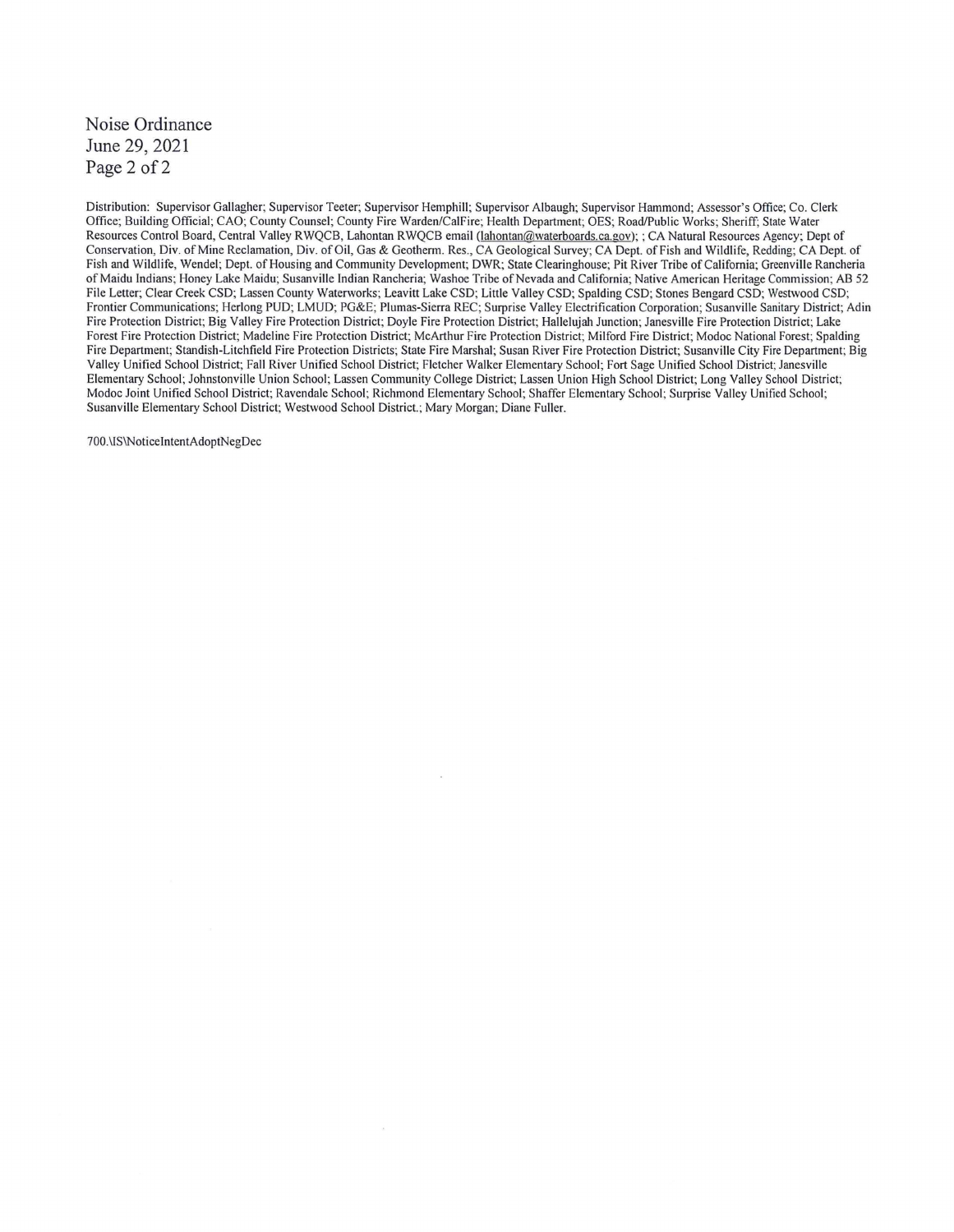Distribution: Supervisor Gallagher; Supervisor Teeter; Supervisor Hemphill; Supervisor Albaugh; Supervisor Hammond; Assessor's Office; Co. Clerk Office; Building Official; CAO; County Counsel; County Fire Warden/CalFire; Health Department; OES; Road/Public Works; Sheriff; State Water Resources Control Board, Central Valley RWQCB, Lahontan RWQCB email (lahontan@waterboards.ca.gov); ; CA Natural Resources Agency; Dept of Conservation, Div. of Mine Reclamation, Div. of Oil, Gas & Geotherm. Res., CA Geological Survey; CA Dept. of Fish and Wildlife, Redding; CA Dept. of Fish and Wildlife, Wendel; Dept. of Housing and Community Development; DWR; State Clearinghouse; Pit River Tribe of California; Greenville Rancheria of Maidu Indians; Honey Lake Maidu; Susanville Indian Rancheria; Washoe Tribe of Nevada and California; Native American Heritage Commission; AB 52 File Letter; Clear Creek CSD; Lassen County Waterworks; Leavitt Lake CSD; Little Valley CSD; Spalding CSD; Stones Bengard CSD; Westwood CSD; Frontier Communications; Herlong PUD; LMUD; PG&E; Plumas-Sierra REC; Surprise Valley Electrification Corporation; Susanville Sanitary District; Adin Fire Protection District; Big Valley Fire Protection District; Doyle Fire Protection District; Hallelujah Junction; Janesville Fire Protection District; Lake Forest Fire Protection District; Madeline Fire Protection District; McArthur Fire Protection District; Milford Fire District; Modoc National Forest; Spalding Fire Department; Standish-Litchfield Fire Protection Districts; State Fire Marshal; Susan River Fire Protection District; Susanville City Fire Department; Big Valley Unified School District; Fall River Unified School District; Fletcher Walker Elementary School; Fort Sage Unified School District; Janesville Elementary School; Johnstonville Union School; Lassen Community College District; Lassen Union High School District; Long Valley School District; Modoc Joint Unified School District; Ravendale School; Richmond Elementary School; Shaffer Elementary School; Surprise Valley Unified School; Susanville Elementary School District; Westwood School District.; Mary Morgan; Diane Fuller.

700.\IS\NoticeIntentAdoptNegDec